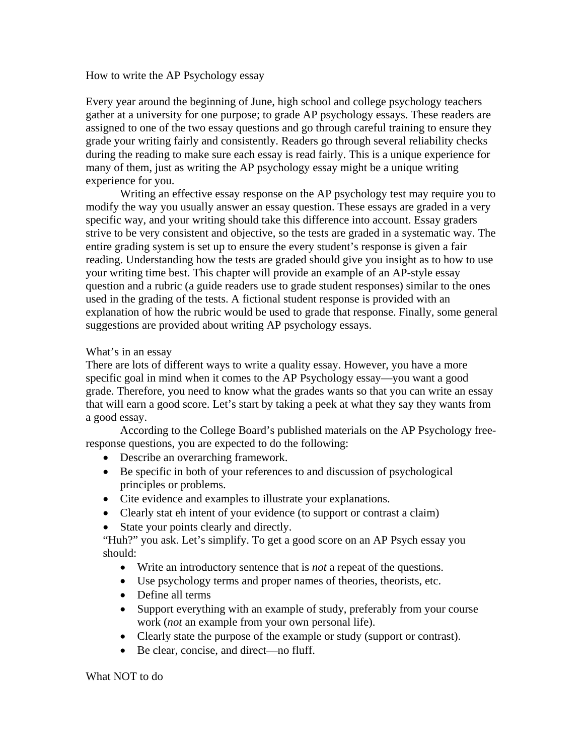# How to write the AP Psychology essay

Every year around the beginning of June, high school and college psychology teachers gather at a university for one purpose; to grade AP psychology essays. These readers are assigned to one of the two essay questions and go through careful training to ensure they grade your writing fairly and consistently. Readers go through several reliability checks during the reading to make sure each essay is read fairly. This is a unique experience for many of them, just as writing the AP psychology essay might be a unique writing experience for you.

Writing an effective essay response on the AP psychology test may require you to modify the way you usually answer an essay question. These essays are graded in a very specific way, and your writing should take this difference into account. Essay graders strive to be very consistent and objective, so the tests are graded in a systematic way. The entire grading system is set up to ensure the every student's response is given a fair reading. Understanding how the tests are graded should give you insight as to how to use your writing time best. This chapter will provide an example of an AP-style essay question and a rubric (a guide readers use to grade student responses) similar to the ones used in the grading of the tests. A fictional student response is provided with an explanation of how the rubric would be used to grade that response. Finally, some general suggestions are provided about writing AP psychology essays.

## What's in an essay

There are lots of different ways to write a quality essay. However, you have a more specific goal in mind when it comes to the AP Psychology essay—you want a good grade. Therefore, you need to know what the grades wants so that you can write an essay that will earn a good score. Let's start by taking a peek at what they say they wants from a good essay.

According to the College Board's published materials on the AP Psychology free-response questions, you are expected to do the following:

- Describe an overarching framework.
- Be specific in both of your references to and discussion of psychological principles or problems.
- Cite evidence and examples to illustrate your explanations.
- Clearly stat eh intent of your evidence (to support or contrast a claim)
- State your points clearly and directly.

"Huh?" you ask. Let's simplify. To get a good score on an AP Psych essay you should:

- Write an introductory sentence that is *not* a repeat of the questions.
- Use psychology terms and proper names of theories, theorists, etc.
- Define all terms
- Support everything with an example of study, preferably from your course work (*not* an example from your own personal life).
- Clearly state the purpose of the example or study (support or contrast).
- Be clear, concise, and direct—no fluff.

## What NOT to do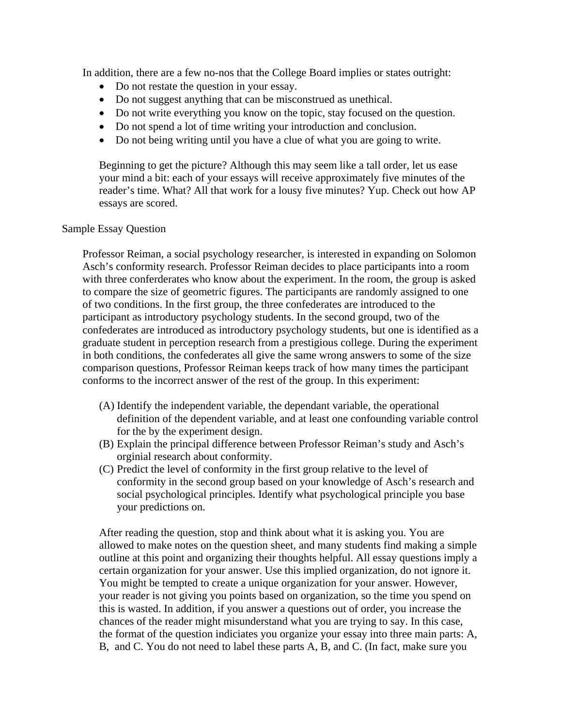In addition, there are a few no-nos that the College Board implies or states outright:

- Do not restate the question in your essay.
- Do not suggest anything that can be misconstrued as unethical.
- Do not write everything you know on the topic, stay focused on the question.
- Do not spend a lot of time writing your introduction and conclusion.
- Do not being writing until you have a clue of what you are going to write.

Beginning to get the picture? Although this may seem like a tall order, let us ease your mind a bit: each of your essays will receive approximately five minutes of the reader's time. What? All that work for a lousy five minutes? Yup. Check out how AP essays are scored.

Sample Essay Question

Professor Reiman, a social psychology researcher, is interested in expanding on Solomon Asch's conformity research. Professor Reiman decides to place participants into a room with three conferderates who know about the experiment. In the room, the group is asked to compare the size of geometric figures. The participants are randomly assigned to one of two conditions. In the first group, the three confederates are introduced to the participant as introductory psychology students. In the second groupd, two of the confederates are introduced as introductory psychology students, but one is identified as a graduate student in perception research from a prestigious college. During the experiment in both conditions, the confederates all give the same wrong answers to some of the size comparison questions, Professor Reiman keeps track of how many times the participant conforms to the incorrect answer of the rest of the group. In this experiment:

(A) Identify the independent variable, the dependant variable, the operational definition of the dependent variable, and at least one confounding variable control for the by the experiment design.
(B) Explain the principal difference between Professor Reiman's study and Asch's orginial research about conformity.
(C) Predict the level of conformity in the first group relative to the level of conformity in the second group based on your knowledge of Asch's research and social psychological principles. Identify what psychological principle you base your predictions on.

After reading the question, stop and think about what it is asking you. You are allowed to make notes on the question sheet, and many students find making a simple outline at this point and organizing their thoughts helpful. All essay questions imply a certain organization for your answer. Use this implied organization, do not ignore it. You might be tempted to create a unique organization for your answer. However, your reader is not giving you points based on organization, so the time you spend on this is wasted. In addition, if you answer a questions out of order, you increase the chances of the reader might misunderstand what you are trying to say. In this case, the format of the question indiciates you organize your essay into three main parts: A, B, and C. You do not need to label these parts A, B, and C. (In fact, make sure you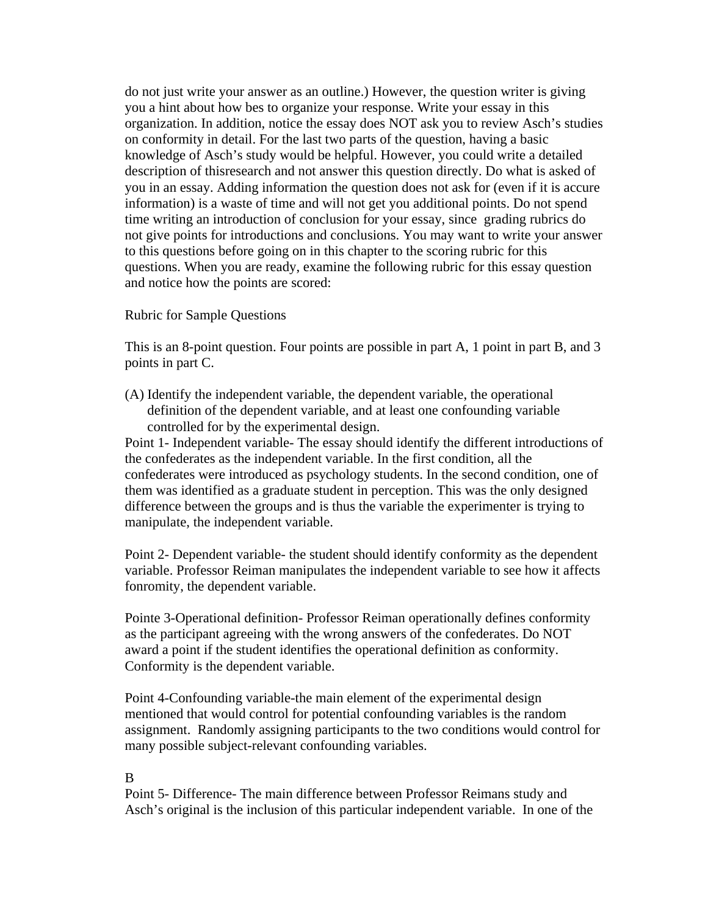do not just write your answer as an outline.) However, the question writer is giving you a hint about how bes to organize your response. Write your essay in this organization. In addition, notice the essay does NOT ask you to review Asch's studies on conformity in detail. For the last two parts of the question, having a basic knowledge of Asch's study would be helpful. However, you could write a detailed description of thisresearch and not answer this question directly. Do what is asked of you in an essay. Adding information the question does not ask for (even if it is accure information) is a waste of time and will not get you additional points. Do not spend time writing an introduction of conclusion for your essay, since grading rubrics do not give points for introductions and conclusions. You may want to write your answer to this questions before going on in this chapter to the scoring rubric for this questions. When you are ready, examine the following rubric for this essay question and notice how the points are scored:

Rubric for Sample Questions

This is an 8-point question. Four points are possible in part A, 1 point in part B, and 3 points in part C.

(A) Identify the independent variable, the dependent variable, the operational definition of the dependent variable, and at least one confounding variable controlled for by the experimental design.

Point 1- Independent variable- The essay should identify the different introductions of the confederates as the independent variable. In the first condition, all the confederates were introduced as psychology students. In the second condition, one of them was identified as a graduate student in perception. This was the only designed difference between the groups and is thus the variable the experimenter is trying to manipulate, the independent variable.

Point 2- Dependent variable- the student should identify conformity as the dependent variable. Professor Reiman manipulates the independent variable to see how it affects fonromity, the dependent variable.

Pointe 3-Operational definition- Professor Reiman operationally defines conformity as the participant agreeing with the wrong answers of the confederates. Do NOT award a point if the student identifies the operational definition as conformity. Conformity is the dependent variable.

Point 4-Confounding variable-the main element of the experimental design mentioned that would control for potential confounding variables is the random assignment. Randomly assigning participants to the two conditions would control for many possible subject-relevant confounding variables.

B

Point 5- Difference- The main difference between Professor Reimans study and Asch's original is the inclusion of this particular independent variable. In one of the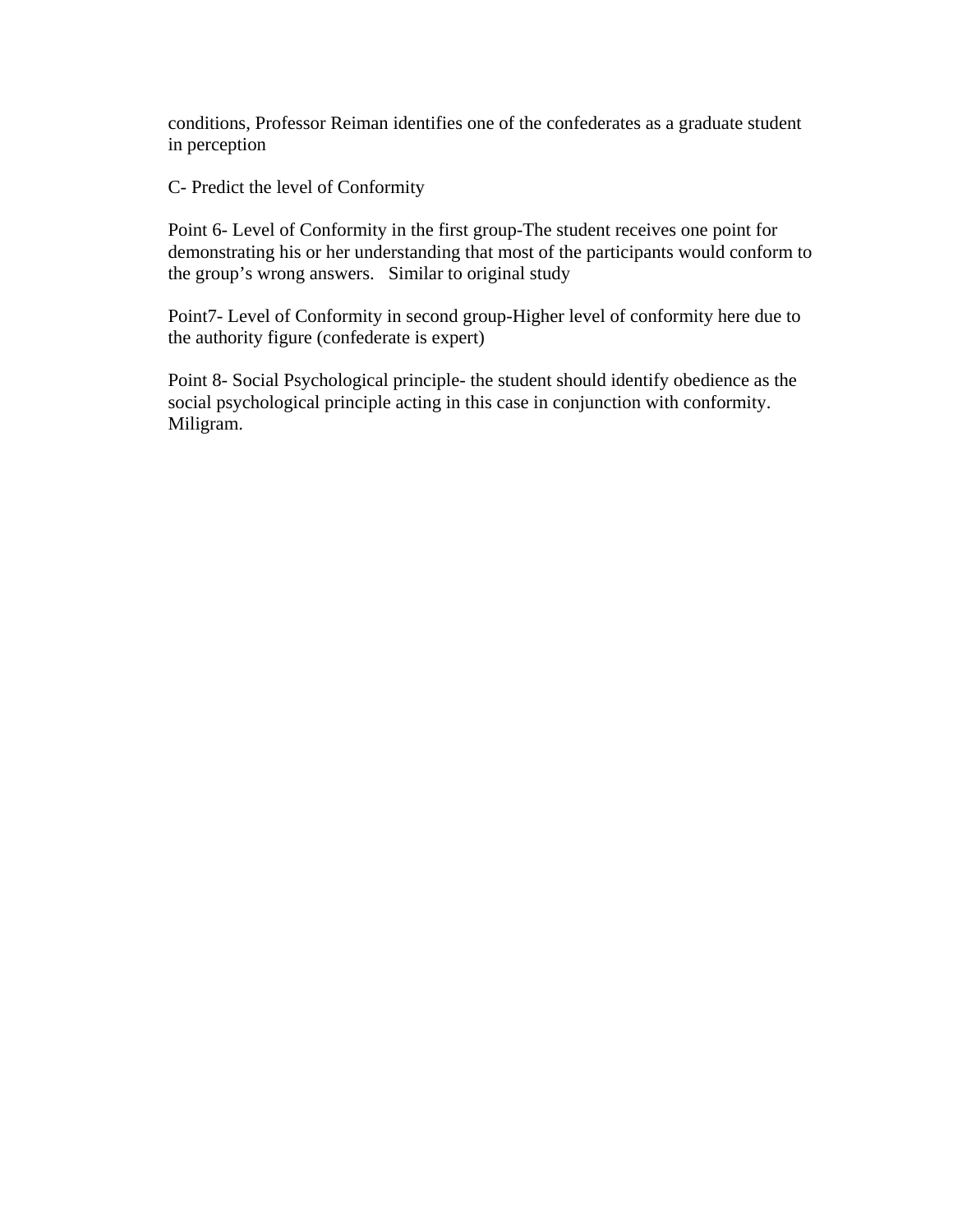conditions, Professor Reiman identifies one of the confederates as a graduate student in perception

C- Predict the level of Conformity

Point 6- Level of Conformity in the first group-The student receives one point for demonstrating his or her understanding that most of the participants would conform to the group's wrong answers.   Similar to original study

Point7- Level of Conformity in second group-Higher level of conformity here due to the authority figure (confederate is expert)

Point 8- Social Psychological principle- the student should identify obedience as the social psychological principle acting in this case in conjunction with conformity. Miligram.